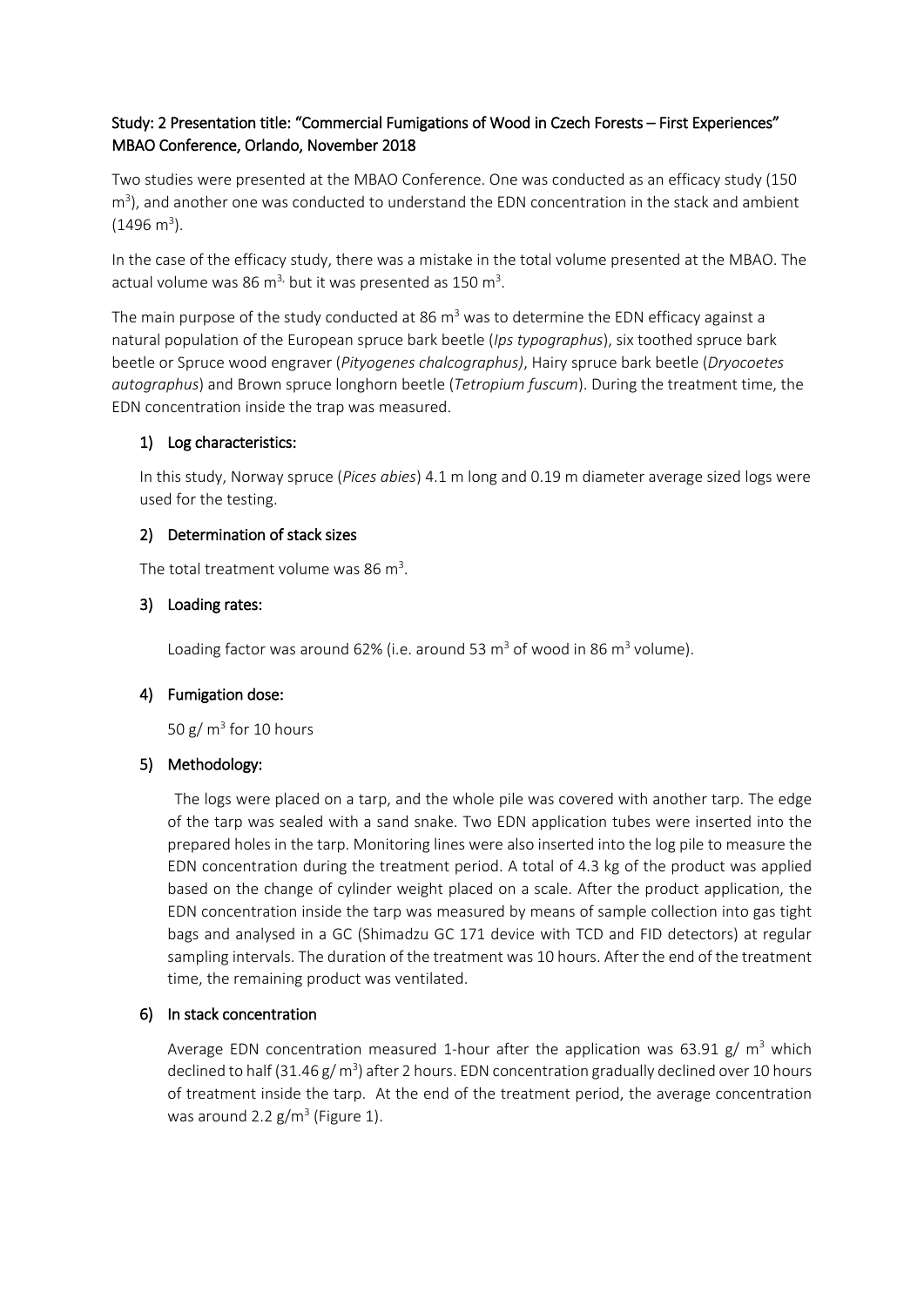Study: 2 Presentation title: "Commercial Fumigations of Wood in Czech Forests – First Experiences" MBAO Conference, Orlando, November 2018

Two studies were presented at the MBAO Conference. One was conducted as an efficacy study (150 $m^3$), and another one was conducted to understand the EDN concentration in the stack and ambient (1496 $m^3$).

In the case of the efficacy study, there was a mistake in the total volume presented at the MBAO. The actual volume was 86 $m^{3,}$ but it was presented as 150 $m^3$.

The main purpose of the study conducted at 86 $m^3$ was to determine the EDN efficacy against a natural population of the European spruce bark beetle (*Ips typographus*), six toothed spruce bark beetle or Spruce wood engraver (*Pityogenes chalcographus)*, Hairy spruce bark beetle (*Dryocoetes autographus*) and Brown spruce longhorn beetle (*Tetropium fuscum*). During the treatment time, the EDN concentration inside the trap was measured.

## 1) Log characteristics:

In this study, Norway spruce (*Pices abies*) 4.1 m long and 0.19 m diameter average sized logs were used for the testing.

## 2) Determination of stack sizes

The total treatment volume was 86 $m^3$.

## 3) Loading rates:

Loading factor was around 62% (i.e. around 53 $m^3$ of wood in 86 $m^3$ volume).

## 4) Fumigation dose:

50 g/ $m^3$ for 10 hours

## 5) Methodology:

The logs were placed on a tarp, and the whole pile was covered with another tarp. The edge of the tarp was sealed with a sand snake. Two EDN application tubes were inserted into the prepared holes in the tarp. Monitoring lines were also inserted into the log pile to measure the EDN concentration during the treatment period. A total of 4.3 kg of the product was applied based on the change of cylinder weight placed on a scale. After the product application, the EDN concentration inside the tarp was measured by means of sample collection into gas tight bags and analysed in a GC (Shimadzu GC 171 device with TCD and FID detectors) at regular sampling intervals. The duration of the treatment was 10 hours. After the end of the treatment time, the remaining product was ventilated.

## 6) In stack concentration

Average EDN concentration measured 1-hour after the application was 63.91 g/ $m^3$ which declined to half (31.46 g/ $m^3$) after 2 hours. EDN concentration gradually declined over 10 hours of treatment inside the tarp. At the end of the treatment period, the average concentration was around 2.2 g/$m^3$ (Figure 1).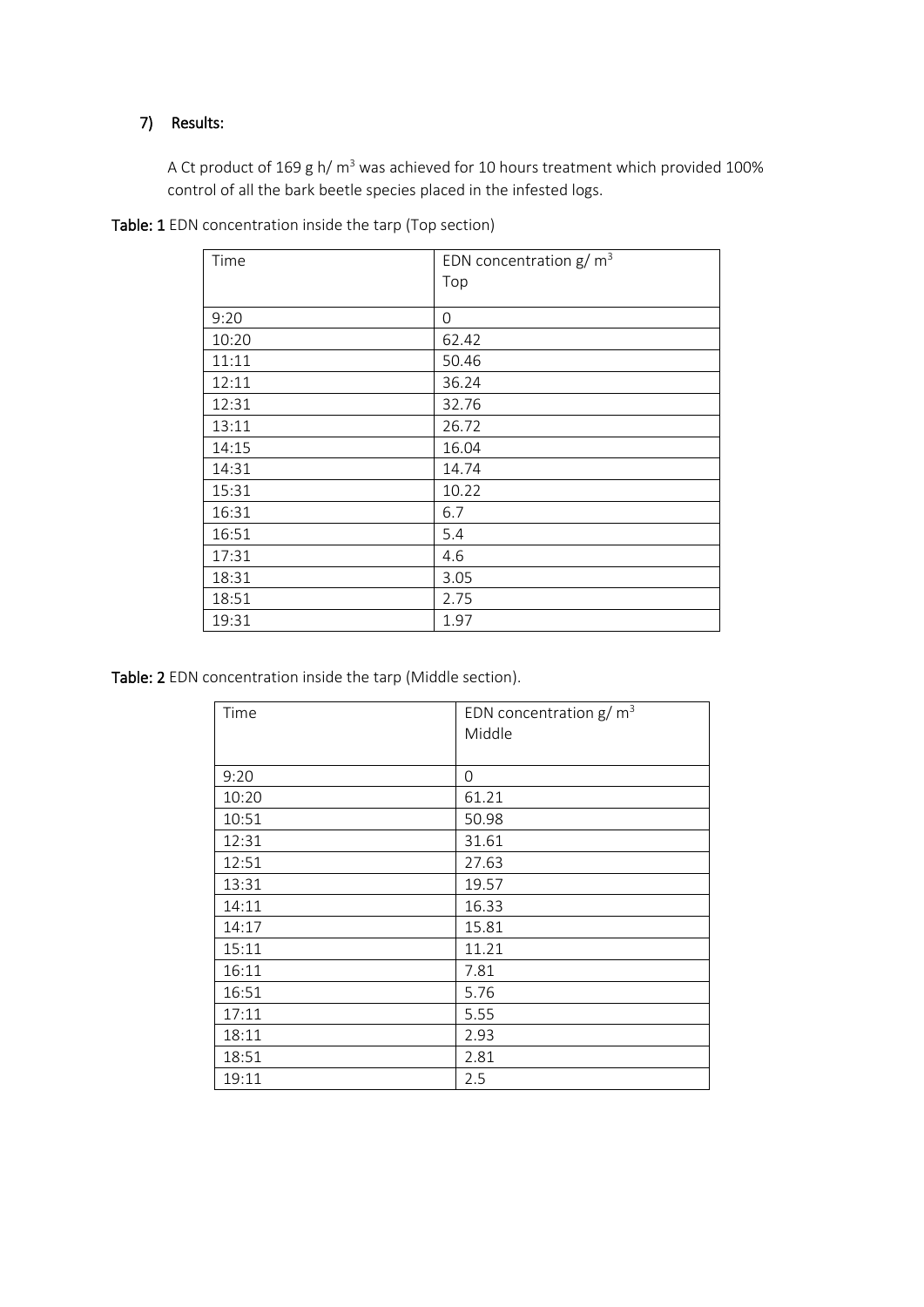## 7) Results:

A Ct product of 169 g h/ $m^3$ was achieved for 10 hours treatment which provided 100% control of all the bark beetle species placed in the infested logs.

**Table: 1** EDN concentration inside the tarp (Top section)

| Time | EDN concentration g/ $m^3$ Top |
|---|---|
| 9:20 | 0 |
| 10:20 | 62.42 |
| 11:11 | 50.46 |
| 12:11 | 36.24 |
| 12:31 | 32.76 |
| 13:11 | 26.72 |
| 14:15 | 16.04 |
| 14:31 | 14.74 |
| 15:31 | 10.22 |
| 16:31 | 6.7 |
| 16:51 | 5.4 |
| 17:31 | 4.6 |
| 18:31 | 3.05 |
| 18:51 | 2.75 |
| 19:31 | 1.97 |

**Table: 2** EDN concentration inside the tarp (Middle section).

| Time | EDN concentration g/ $m^3$ Middle |
|---|---|
| 9:20 | 0 |
| 10:20 | 61.21 |
| 10:51 | 50.98 |
| 12:31 | 31.61 |
| 12:51 | 27.63 |
| 13:31 | 19.57 |
| 14:11 | 16.33 |
| 14:17 | 15.81 |
| 15:11 | 11.21 |
| 16:11 | 7.81 |
| 16:51 | 5.76 |
| 17:11 | 5.55 |
| 18:11 | 2.93 |
| 18:51 | 2.81 |
| 19:11 | 2.5 |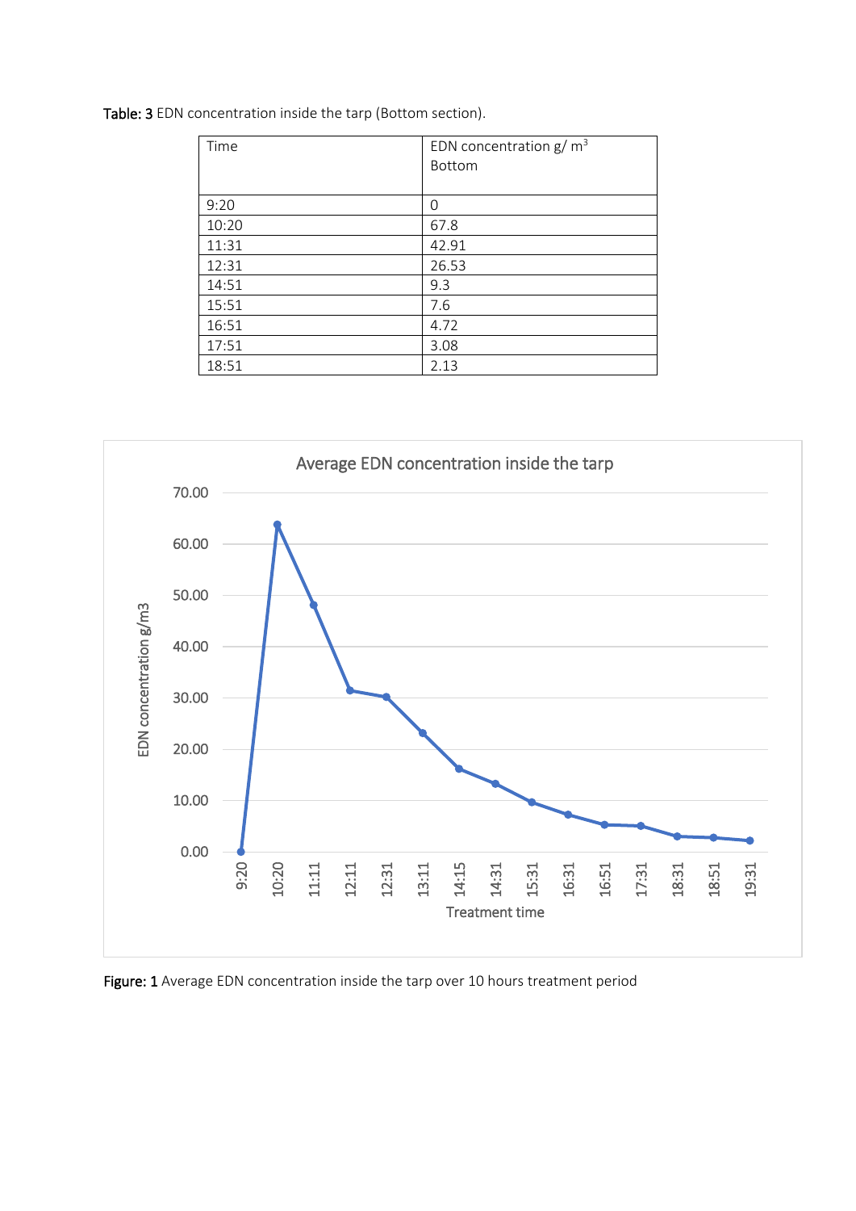**Table: 3** EDN concentration inside the tarp (Bottom section).

| Time | EDN concentration g/ $m^3$ Bottom |
|---|---|
| 9:20 | 0 |
| 10:20 | 67.8 |
| 11:31 | 42.91 |
| 12:31 | 26.53 |
| 14:51 | 9.3 |
| 15:51 | 7.6 |
| 16:51 | 4.72 |
| 17:51 | 3.08 |
| 18:51 | 2.13 |

Average EDN concentration inside the tarp

EDN concentration g/m3

70.00
60.00
50.00
40.00
30.00
20.00
10.00
0.00

9:20
10:20
11:11
12:11
12:31
13:11
14:15
14:31
15:31
16:31
16:51
17:31
18:31
18:51
19:31

Treatment time

**Figure: 1** Average EDN concentration inside the tarp over 10 hours treatment period